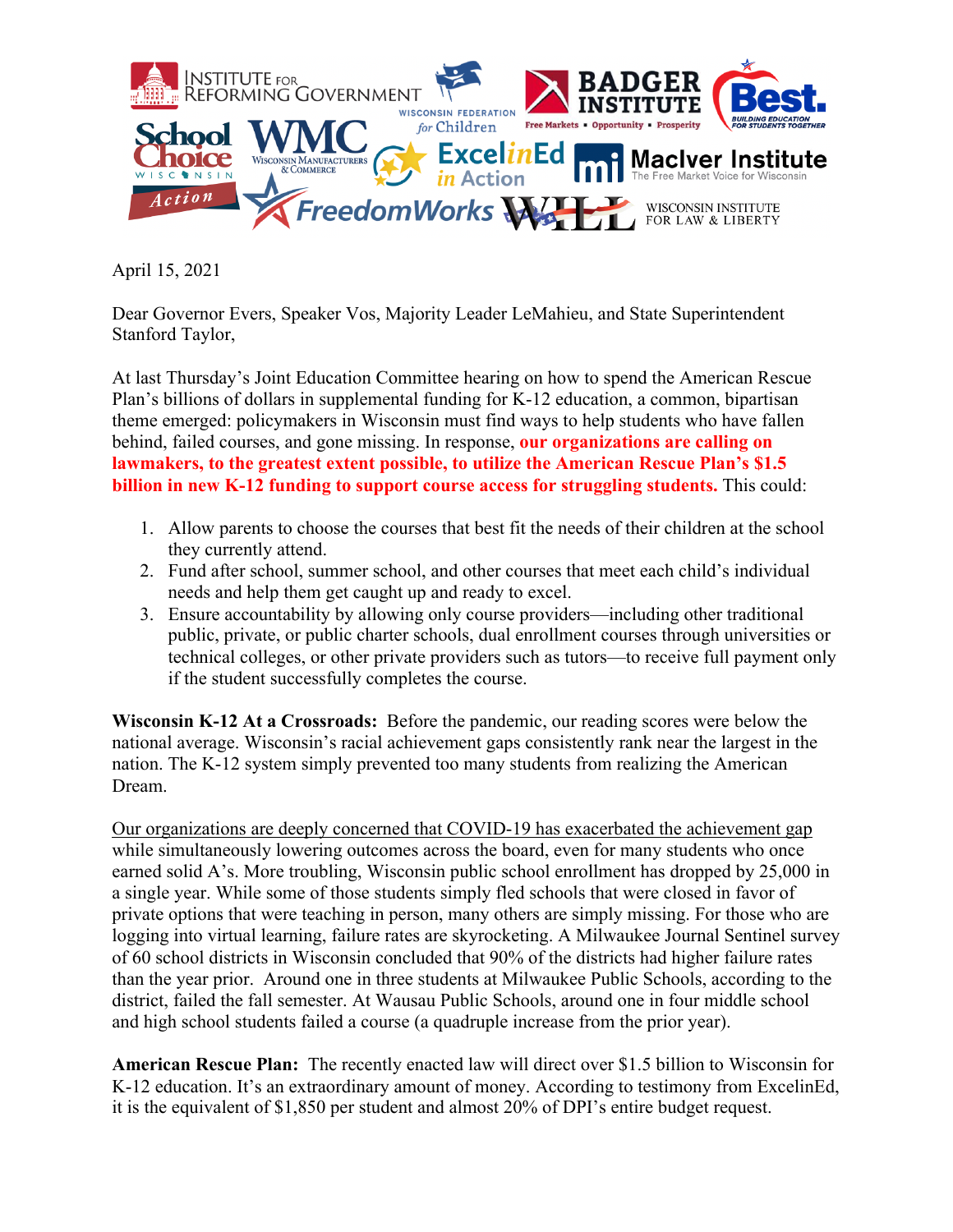April 15, 2021

Dear Governor Evers, Speaker Vos, Majority Leader LeMahieu, and State Superintendent Stanford Taylor,

At last Thursday's Joint Education Committee hearing on how to spend the American Rescue Plan's billions of dollars in supplemental funding for K-12 education, a common, bipartisan theme emerged: policymakers in Wisconsin must find ways to help students who have fallen behind, failed courses, and gone missing. In response, **our organizations are calling on lawmakers, to the greatest extent possible, to utilize the American Rescue Plan's $1.5 billion in new K-12 funding to support course access for struggling students.** This could:

1. Allow parents to choose the courses that best fit the needs of their children at the school they currently attend.
2. Fund after school, summer school, and other courses that meet each child's individual needs and help them get caught up and ready to excel.
3. Ensure accountability by allowing only course providers—including other traditional public, private, or public charter schools, dual enrollment courses through universities or technical colleges, or other private providers such as tutors—to receive full payment only if the student successfully completes the course.

**Wisconsin K-12 At a Crossroads:** Before the pandemic, our reading scores were below the national average. Wisconsin's racial achievement gaps consistently rank near the largest in the nation. The K-12 system simply prevented too many students from realizing the American Dream.

Our organizations are deeply concerned that COVID-19 has exacerbated the achievement gap while simultaneously lowering outcomes across the board, even for many students who once earned solid A's. More troubling, Wisconsin public school enrollment has dropped by 25,000 in a single year. While some of those students simply fled schools that were closed in favor of private options that were teaching in person, many others are simply missing. For those who are logging into virtual learning, failure rates are skyrocketing. A Milwaukee Journal Sentinel survey of 60 school districts in Wisconsin concluded that 90% of the districts had higher failure rates than the year prior. Around one in three students at Milwaukee Public Schools, according to the district, failed the fall semester. At Wausau Public Schools, around one in four middle school and high school students failed a course (a quadruple increase from the prior year).

**American Rescue Plan:** The recently enacted law will direct over $1.5 billion to Wisconsin for K-12 education. It's an extraordinary amount of money. According to testimony from ExcelinEd, it is the equivalent of $1,850 per student and almost 20% of DPI's entire budget request.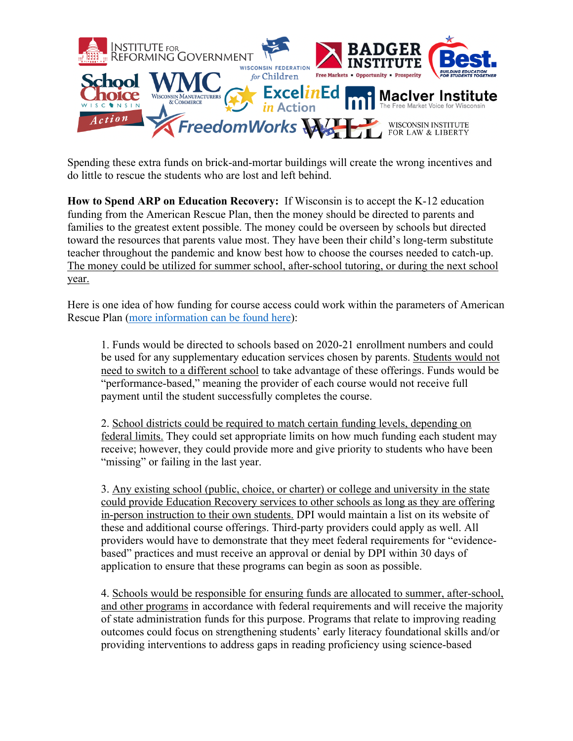Spending these extra funds on brick-and-mortar buildings will create the wrong incentives and do little to rescue the students who are lost and left behind.

**How to Spend ARP on Education Recovery:** If Wisconsin is to accept the K-12 education funding from the American Rescue Plan, then the money should be directed to parents and families to the greatest extent possible. The money could be overseen by schools but directed toward the resources that parents value most. They have been their child's long-term substitute teacher throughout the pandemic and know best how to choose the courses needed to catch-up. <u>The money could be utilized for summer school, after-school tutoring, or during the next school year.</u>

Here is one idea of how funding for course access could work within the parameters of American Rescue Plan (more information can be found here):

> 1. Funds would be directed to schools based on 2020-21 enrollment numbers and could be used for any supplementary education services chosen by parents. <u>Students would not need to switch to a different school</u> to take advantage of these offerings. Funds would be "performance-based," meaning the provider of each course would not receive full payment until the student successfully completes the course.
>
> 2. <u>School districts could be required to match certain funding levels, depending on federal limits.</u> They could set appropriate limits on how much funding each student may receive; however, they could provide more and give priority to students who have been "missing" or failing in the last year.
>
> 3. <u>Any existing school (public, choice, or charter) or college and university in the state could provide Education Recovery services to other schools as long as they are offering in-person instruction to their own students.</u> DPI would maintain a list on its website of these and additional course offerings. Third-party providers could apply as well. All providers would have to demonstrate that they meet federal requirements for "evidence-based" practices and must receive an approval or denial by DPI within 30 days of application to ensure that these programs can begin as soon as possible.
>
> 4. <u>Schools would be responsible for ensuring funds are allocated to summer, after-school, and other programs</u> in accordance with federal requirements and will receive the majority of state administration funds for this purpose. Programs that relate to improving reading outcomes could focus on strengthening students' early literacy foundational skills and/or providing interventions to address gaps in reading proficiency using science-based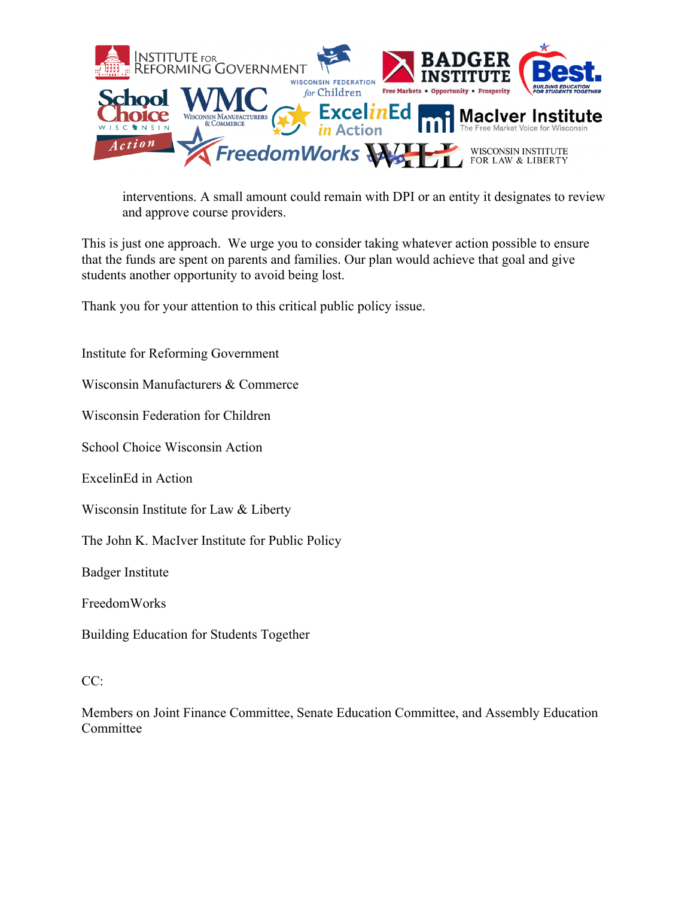interventions. A small amount could remain with DPI or an entity it designates to review and approve course providers.

This is just one approach. We urge you to consider taking whatever action possible to ensure that the funds are spent on parents and families. Our plan would achieve that goal and give students another opportunity to avoid being lost.

Thank you for your attention to this critical public policy issue.

Institute for Reforming Government

Wisconsin Manufacturers & Commerce

Wisconsin Federation for Children

School Choice Wisconsin Action

ExcelinEd in Action

Wisconsin Institute for Law & Liberty

The John K. MacIver Institute for Public Policy

Badger Institute

FreedomWorks

Building Education for Students Together

CC:

Members on Joint Finance Committee, Senate Education Committee, and Assembly Education Committee